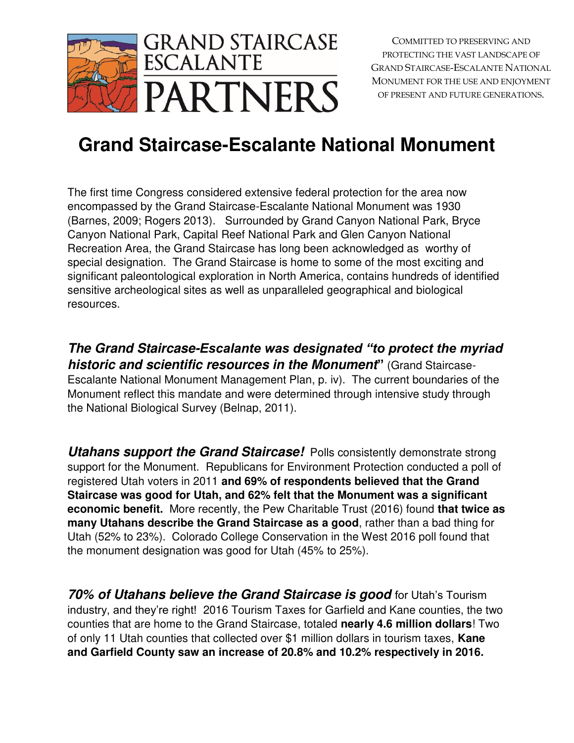GRAND STAIRCASE ESCALANTE PARTNERS

COMMITTED TO PRESERVING AND PROTECTING THE VAST LANDSCAPE OF GRAND STAIRCASE-ESCALANTE NATIONAL MONUMENT FOR THE USE AND ENJOYMENT OF PRESENT AND FUTURE GENERATIONS.

# Grand Staircase-Escalante National Monument

The first time Congress considered extensive federal protection for the area now encompassed by the Grand Staircase-Escalante National Monument was 1930 (Barnes, 2009; Rogers 2013). Surrounded by Grand Canyon National Park, Bryce Canyon National Park, Capital Reef National Park and Glen Canyon National Recreation Area, the Grand Staircase has long been acknowledged as worthy of special designation. The Grand Staircase is home to some of the most exciting and significant paleontological exploration in North America, contains hundreds of identified sensitive archeological sites as well as unparalleled geographical and biological resources.

***The Grand Staircase-Escalante was designated "to protect the myriad historic and scientific resources in the Monument*"** (Grand Staircase-Escalante National Monument Management Plan, p. iv). The current boundaries of the Monument reflect this mandate and were determined through intensive study through the National Biological Survey (Belnap, 2011).

***Utahans support the Grand Staircase!*** Polls consistently demonstrate strong support for the Monument. Republicans for Environment Protection conducted a poll of registered Utah voters in 2011 **and 69% of respondents believed that the Grand Staircase was good for Utah, and 62% felt that the Monument was a significant economic benefit.** More recently, the Pew Charitable Trust (2016) found **that twice as many Utahans describe the Grand Staircase as a good**, rather than a bad thing for Utah (52% to 23%). Colorado College Conservation in the West 2016 poll found that the monument designation was good for Utah (45% to 25%).

***70% of Utahans believe the Grand Staircase is good*** for Utah's Tourism industry, and they're right! 2016 Tourism Taxes for Garfield and Kane counties, the two counties that are home to the Grand Staircase, totaled **nearly 4.6 million dollars**! Two of only 11 Utah counties that collected over $1 million dollars in tourism taxes, **Kane and Garfield County saw an increase of 20.8% and 10.2% respectively in 2016.**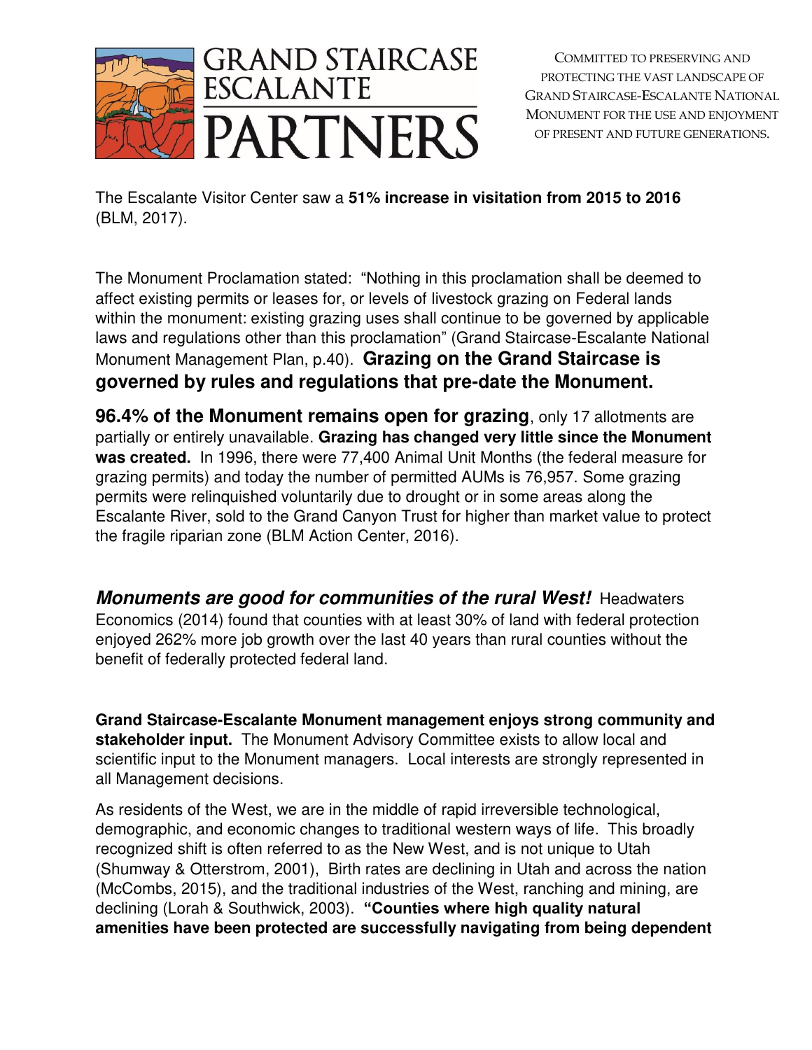The Escalante Visitor Center saw a **51% increase in visitation from 2015 to 2016** (BLM, 2017).

The Monument Proclamation stated: "Nothing in this proclamation shall be deemed to affect existing permits or leases for, or levels of livestock grazing on Federal lands within the monument: existing grazing uses shall continue to be governed by applicable laws and regulations other than this proclamation" (Grand Staircase-Escalante National Monument Management Plan, p.40). **Grazing on the Grand Staircase is governed by rules and regulations that pre-date the Monument.**

**96.4% of the Monument remains open for grazing**, only 17 allotments are partially or entirely unavailable. **Grazing has changed very little since the Monument was created.** In 1996, there were 77,400 Animal Unit Months (the federal measure for grazing permits) and today the number of permitted AUMs is 76,957. Some grazing permits were relinquished voluntarily due to drought or in some areas along the Escalante River, sold to the Grand Canyon Trust for higher than market value to protect the fragile riparian zone (BLM Action Center, 2016).

***Monuments are good for communities of the rural West!*** Headwaters Economics (2014) found that counties with at least 30% of land with federal protection enjoyed 262% more job growth over the last 40 years than rural counties without the benefit of federally protected federal land.

**Grand Staircase-Escalante Monument management enjoys strong community and stakeholder input.** The Monument Advisory Committee exists to allow local and scientific input to the Monument managers. Local interests are strongly represented in all Management decisions.

As residents of the West, we are in the middle of rapid irreversible technological, demographic, and economic changes to traditional western ways of life. This broadly recognized shift is often referred to as the New West, and is not unique to Utah (Shumway & Otterstrom, 2001), Birth rates are declining in Utah and across the nation (McCombs, 2015), and the traditional industries of the West, ranching and mining, are declining (Lorah & Southwick, 2003). **"Counties where high quality natural amenities have been protected are successfully navigating from being dependent**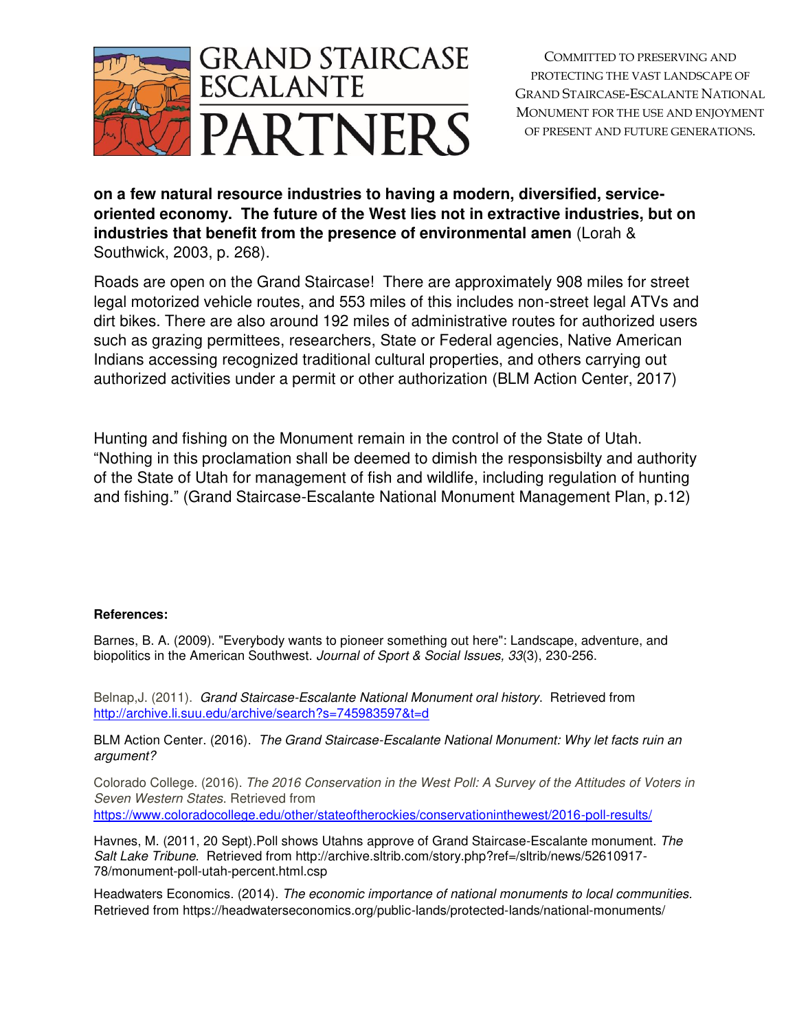**on a few natural resource industries to having a modern, diversified, service-oriented economy. The future of the West lies not in extractive industries, but on industries that benefit from the presence of environmental amen** (Lorah & Southwick, 2003, p. 268).

Roads are open on the Grand Staircase! There are approximately 908 miles for street legal motorized vehicle routes, and 553 miles of this includes non-street legal ATVs and dirt bikes. There are also around 192 miles of administrative routes for authorized users such as grazing permittees, researchers, State or Federal agencies, Native American Indians accessing recognized traditional cultural properties, and others carrying out authorized activities under a permit or other authorization (BLM Action Center, 2017)

Hunting and fishing on the Monument remain in the control of the State of Utah. "Nothing in this proclamation shall be deemed to dimish the responsisbilty and authority of the State of Utah for management of fish and wildlife, including regulation of hunting and fishing." (Grand Staircase-Escalante National Monument Management Plan, p.12)

**References:**

Barnes, B. A. (2009). "Everybody wants to pioneer something out here": Landscape, adventure, and biopolitics in the American Southwest. *Journal of Sport & Social Issues, 33*(3), 230-256.

Belnap,J. (2011). *Grand Staircase-Escalante National Monument oral history*. Retrieved from http://archive.li.suu.edu/archive/search?s=745983597&t=d

BLM Action Center. (2016). *The Grand Staircase-Escalante National Monument: Why let facts ruin an argument?*

Colorado College. (2016). *The 2016 Conservation in the West Poll: A Survey of the Attitudes of Voters in Seven Western States*. Retrieved from https://www.coloradocollege.edu/other/stateoftherockies/conservationinthewest/2016-poll-results/

Havnes, M. (2011, 20 Sept).Poll shows Utahns approve of Grand Staircase-Escalante monument. *The Salt Lake Tribune*. Retrieved from http://archive.sltrib.com/story.php?ref=/sltrib/news/52610917-78/monument-poll-utah-percent.html.csp

Headwaters Economics. (2014). *The economic importance of national monuments to local communities.* Retrieved from https://headwaterseconomics.org/public-lands/protected-lands/national-monuments/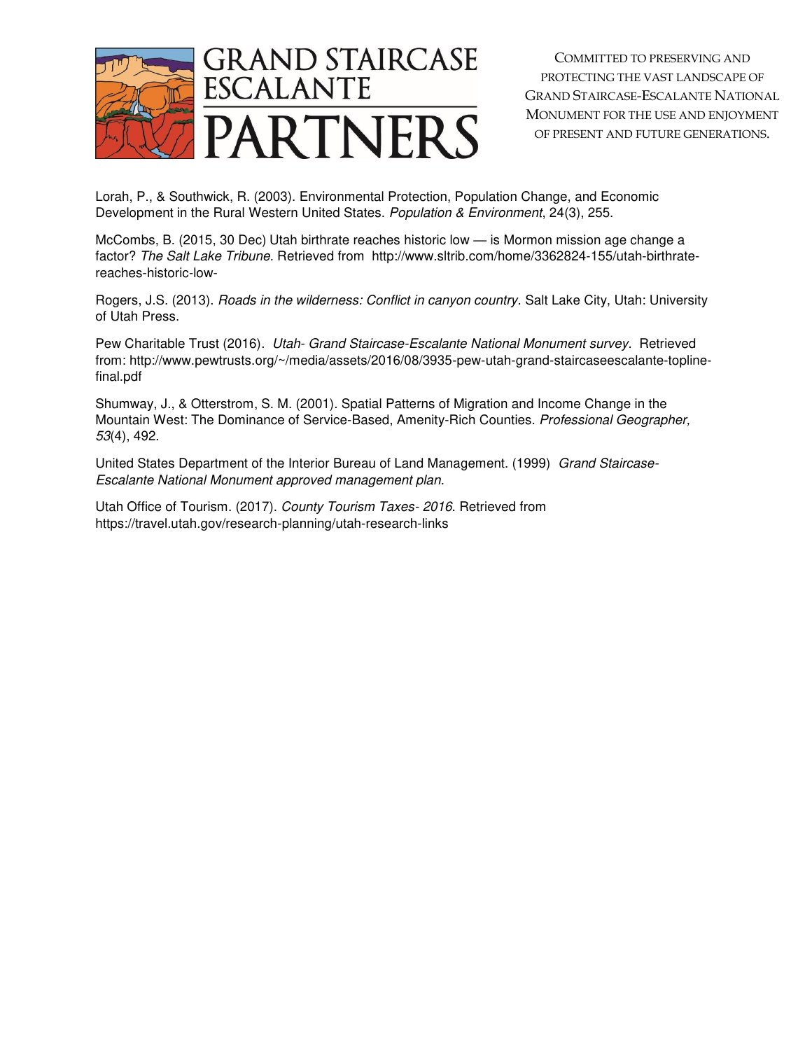Lorah, P., & Southwick, R. (2003). Environmental Protection, Population Change, and Economic Development in the Rural Western United States. *Population & Environment*, 24(3), 255.

McCombs, B. (2015, 30 Dec) Utah birthrate reaches historic low — is Mormon mission age change a factor? *The Salt Lake Tribune.* Retrieved from http://www.sltrib.com/home/3362824-155/utah-birthrate-reaches-historic-low-

Rogers, J.S. (2013). *Roads in the wilderness: Conflict in canyon country*. Salt Lake City, Utah: University of Utah Press.

Pew Charitable Trust (2016). *Utah- Grand Staircase-Escalante National Monument survey*. Retrieved from: http://www.pewtrusts.org/~/media/assets/2016/08/3935-pew-utah-grand-staircaseescalante-topline-final.pdf

Shumway, J., & Otterstrom, S. M. (2001). Spatial Patterns of Migration and Income Change in the Mountain West: The Dominance of Service-Based, Amenity-Rich Counties. *Professional Geographer, 53*(4), 492.

United States Department of the Interior Bureau of Land Management. (1999) *Grand Staircase-Escalante National Monument approved management plan.*

Utah Office of Tourism. (2017). *County Tourism Taxes- 2016*. Retrieved from https://travel.utah.gov/research-planning/utah-research-links